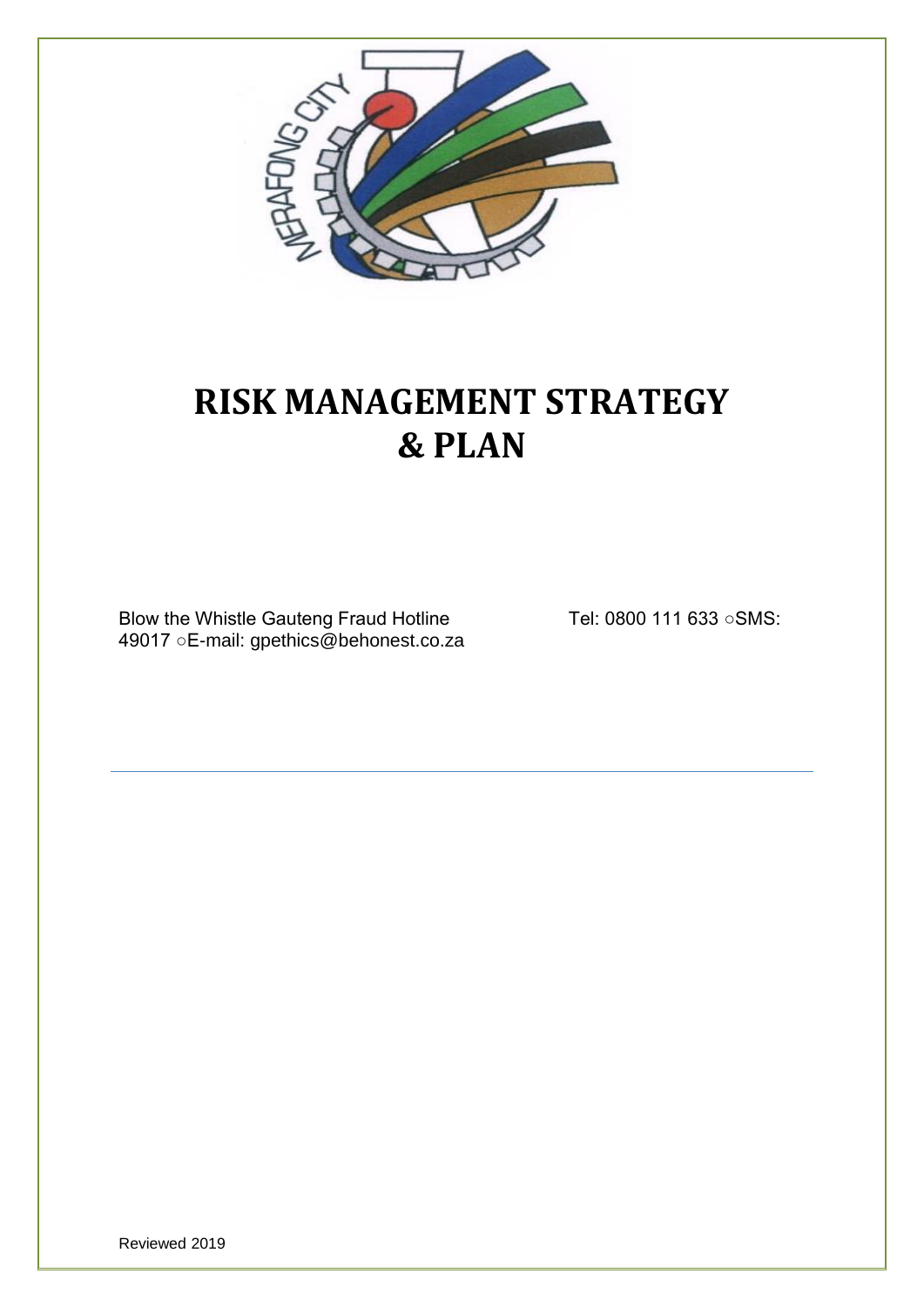# RISK MANAGEMENT STRATEGY & PLAN

Blow the Whistle Gauteng Fraud Hotline Tel: 0800 111 633 ○SMS: 49017 ○E-mail: gpethics@behonest.co.za

---

Reviewed 2019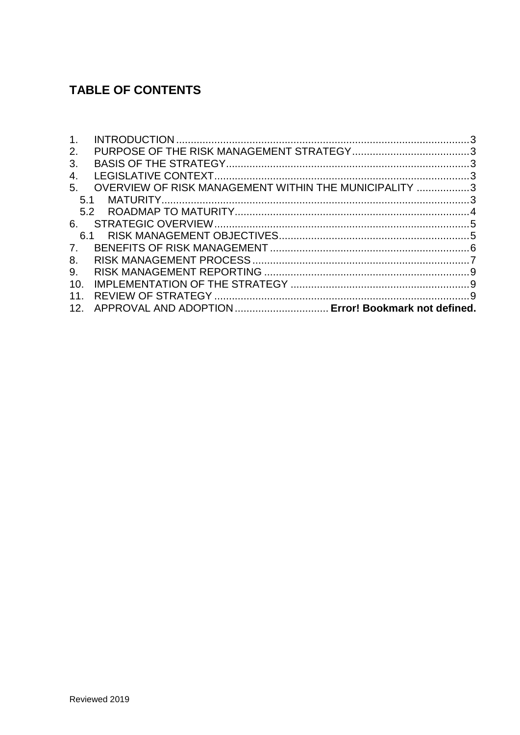## TABLE OF CONTENTS

1. INTRODUCTION ....................................................................................................3
2. PURPOSE OF THE RISK MANAGEMENT STRATEGY........................................3
3. BASIS OF THE STRATEGY....................................................................................3
4. LEGISLATIVE CONTEXT........................................................................................3
5. OVERVIEW OF RISK MANAGEMENT WITHIN THE MUNICIPALITY ..................3
   - 5.1 MATURITY........................................................................................................3
   - 5.2 ROADMAP TO MATURITY.................................................................................4
6. STRATEGIC OVERVIEW........................................................................................5
   - 6.1 RISK MANAGEMENT OBJECTIVES..................................................................5
7. BENEFITS OF RISK MANAGEMENT ....................................................................6
8. RISK MANAGEMENT PROCESS...........................................................................7
9. RISK MANAGEMENT REPORTING ......................................................................9
10. IMPLEMENTATION OF THE STRATEGY .............................................................9
11. REVIEW OF STRATEGY .......................................................................................9
12. APPROVAL AND ADOPTION ................................ **Error! Bookmark not defined.**

Reviewed 2019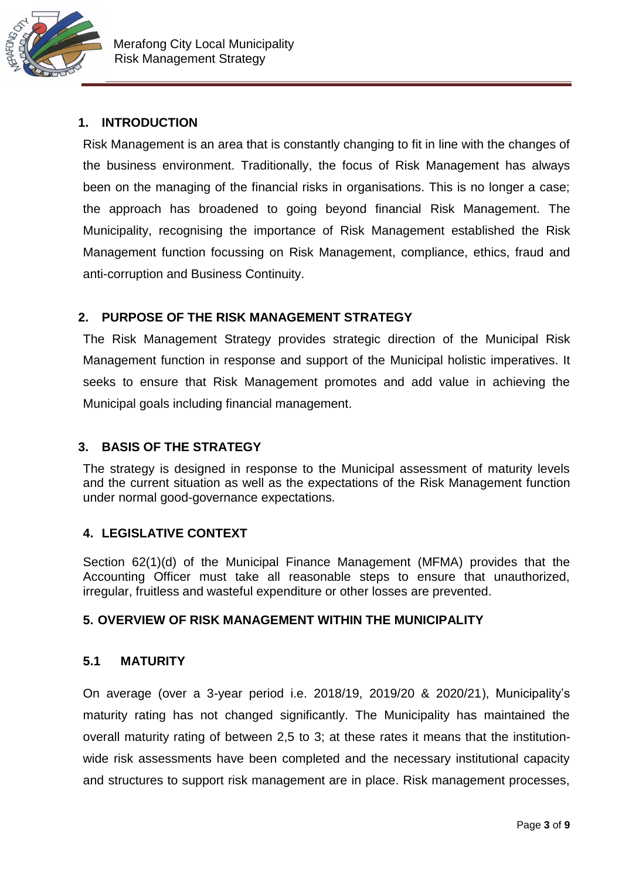## 1. INTRODUCTION

Risk Management is an area that is constantly changing to fit in line with the changes of the business environment. Traditionally, the focus of Risk Management has always been on the managing of the financial risks in organisations. This is no longer a case; the approach has broadened to going beyond financial Risk Management. The Municipality, recognising the importance of Risk Management established the Risk Management function focussing on Risk Management, compliance, ethics, fraud and anti-corruption and Business Continuity.

## 2. PURPOSE OF THE RISK MANAGEMENT STRATEGY

The Risk Management Strategy provides strategic direction of the Municipal Risk Management function in response and support of the Municipal holistic imperatives. It seeks to ensure that Risk Management promotes and add value in achieving the Municipal goals including financial management.

## 3. BASIS OF THE STRATEGY

The strategy is designed in response to the Municipal assessment of maturity levels and the current situation as well as the expectations of the Risk Management function under normal good-governance expectations.

## 4. LEGISLATIVE CONTEXT

Section 62(1)(d) of the Municipal Finance Management (MFMA) provides that the Accounting Officer must take all reasonable steps to ensure that unauthorized, irregular, fruitless and wasteful expenditure or other losses are prevented.

## 5. OVERVIEW OF RISK MANAGEMENT WITHIN THE MUNICIPALITY

### 5.1 MATURITY

On average (over a 3-year period i.e. 2018/19, 2019/20 & 2020/21), Municipality's maturity rating has not changed significantly. The Municipality has maintained the overall maturity rating of between 2,5 to 3; at these rates it means that the institution-wide risk assessments have been completed and the necessary institutional capacity and structures to support risk management are in place. Risk management processes,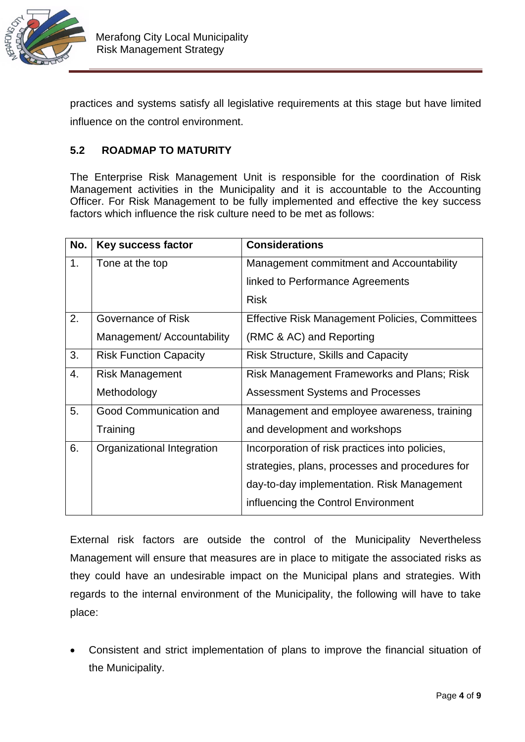practices and systems satisfy all legislative requirements at this stage but have limited influence on the control environment.

### 5.2 ROADMAP TO MATURITY

The Enterprise Risk Management Unit is responsible for the coordination of Risk Management activities in the Municipality and it is accountable to the Accounting Officer. For Risk Management to be fully implemented and effective the key success factors which influence the risk culture need to be met as follows:

| No. | Key success factor | Considerations |
|---|---|---|
| 1. | Tone at the top | Management commitment and Accountability linked to Performance Agreements Risk |
| 2. | Governance of Risk Management/ Accountability | Effective Risk Management Policies, Committees (RMC & AC) and Reporting |
| 3. | Risk Function Capacity | Risk Structure, Skills and Capacity |
| 4. | Risk Management Methodology | Risk Management Frameworks and Plans; Risk Assessment Systems and Processes |
| 5. | Good Communication and Training | Management and employee awareness, training and development and workshops |
| 6. | Organizational Integration | Incorporation of risk practices into policies, strategies, plans, processes and procedures for day-to-day implementation. Risk Management influencing the Control Environment |

External risk factors are outside the control of the Municipality Nevertheless Management will ensure that measures are in place to mitigate the associated risks as they could have an undesirable impact on the Municipal plans and strategies. With regards to the internal environment of the Municipality, the following will have to take place:

- Consistent and strict implementation of plans to improve the financial situation of the Municipality.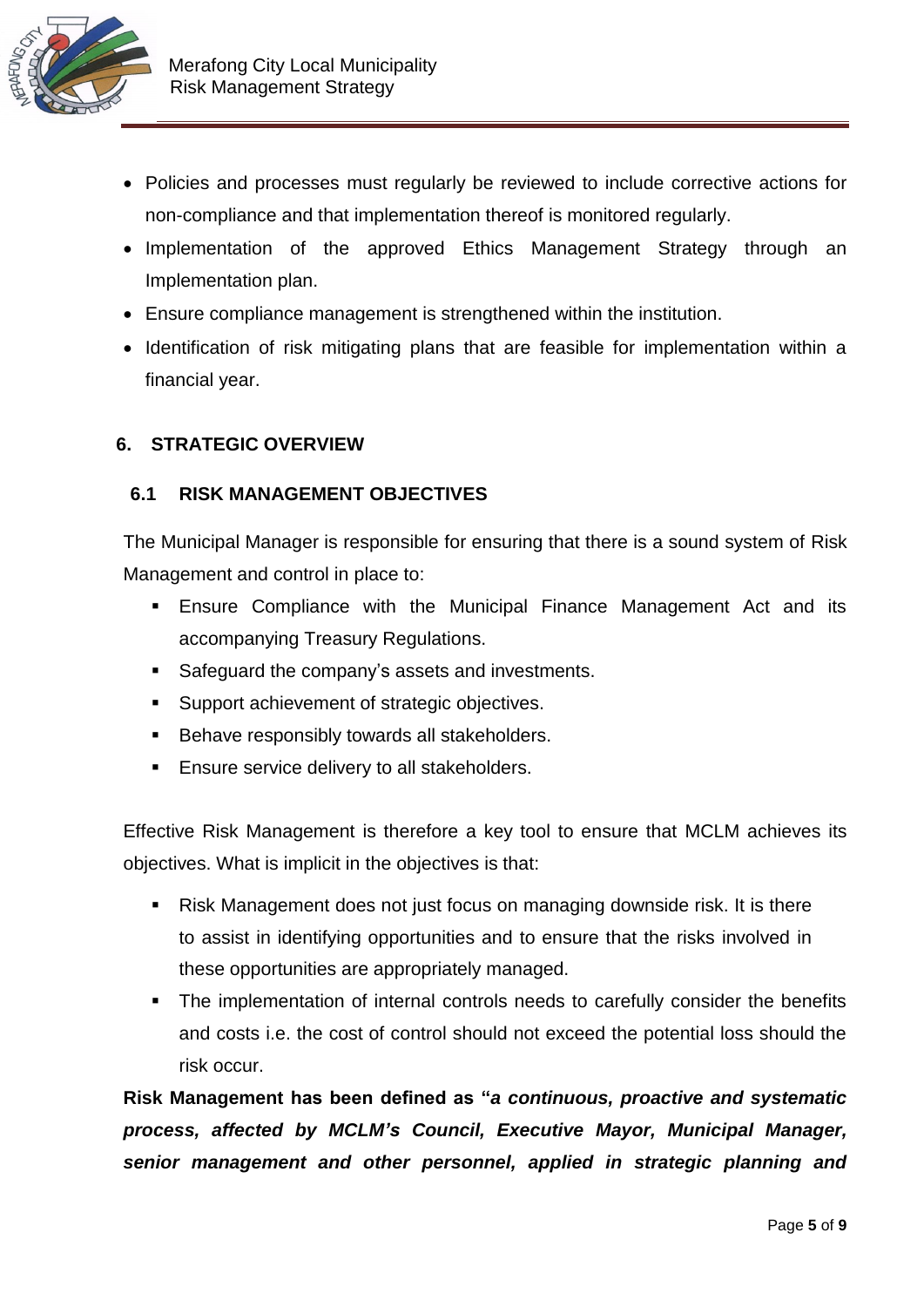- Policies and processes must regularly be reviewed to include corrective actions for non-compliance and that implementation thereof is monitored regularly.
- Implementation of the approved Ethics Management Strategy through an Implementation plan.
- Ensure compliance management is strengthened within the institution.
- Identification of risk mitigating plans that are feasible for implementation within a financial year.

## 6. STRATEGIC OVERVIEW

### 6.1 RISK MANAGEMENT OBJECTIVES

The Municipal Manager is responsible for ensuring that there is a sound system of Risk Management and control in place to:

- Ensure Compliance with the Municipal Finance Management Act and its accompanying Treasury Regulations.
- Safeguard the company's assets and investments.
- Support achievement of strategic objectives.
- Behave responsibly towards all stakeholders.
- Ensure service delivery to all stakeholders.

Effective Risk Management is therefore a key tool to ensure that MCLM achieves its objectives. What is implicit in the objectives is that:

- Risk Management does not just focus on managing downside risk. It is there to assist in identifying opportunities and to ensure that the risks involved in these opportunities are appropriately managed.
- The implementation of internal controls needs to carefully consider the benefits and costs i.e. the cost of control should not exceed the potential loss should the risk occur.

**Risk Management has been defined as "*a continuous, proactive and systematic process, affected by MCLM's Council, Executive Mayor, Municipal Manager, senior management and other personnel, applied in strategic planning and***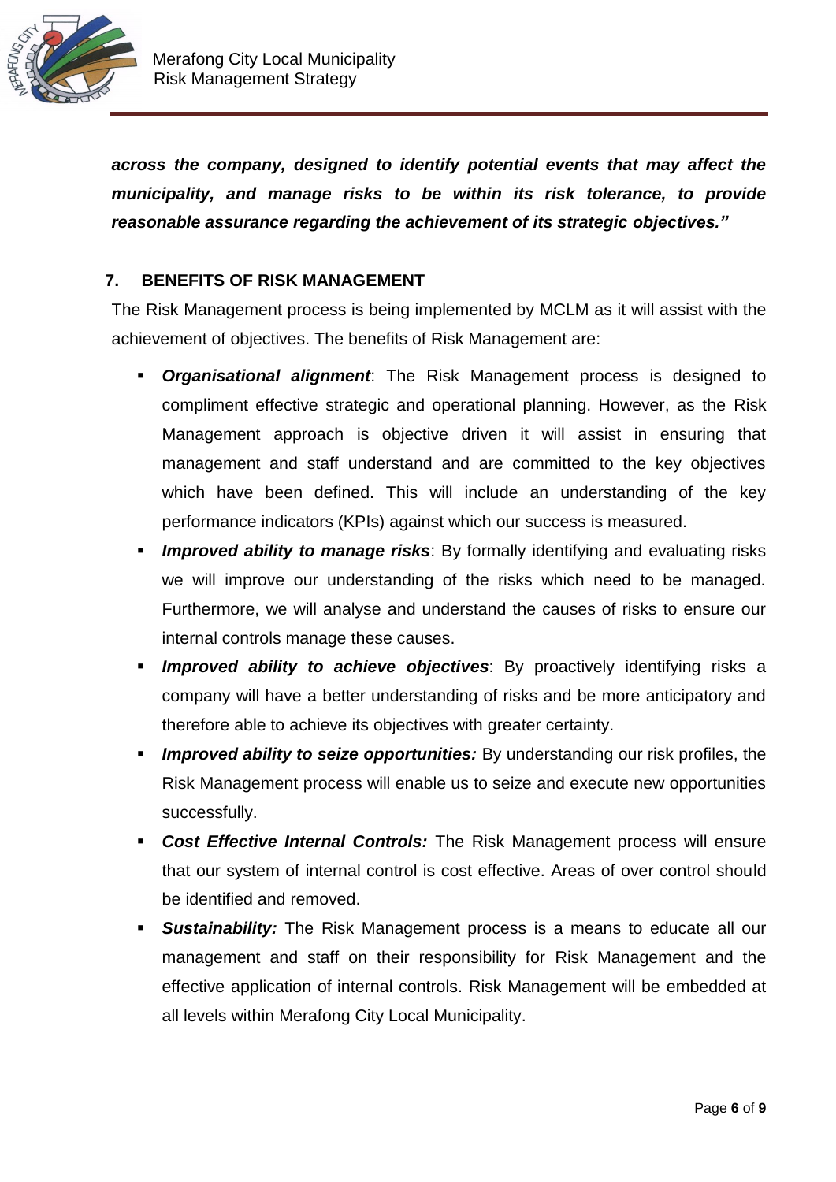***across the company, designed to identify potential events that may affect the municipality, and manage risks to be within its risk tolerance, to provide reasonable assurance regarding the achievement of its strategic objectives."***

## 7. BENEFITS OF RISK MANAGEMENT

The Risk Management process is being implemented by MCLM as it will assist with the achievement of objectives. The benefits of Risk Management are:

- ***Organisational alignment***: The Risk Management process is designed to compliment effective strategic and operational planning. However, as the Risk Management approach is objective driven it will assist in ensuring that management and staff understand and are committed to the key objectives which have been defined. This will include an understanding of the key performance indicators (KPIs) against which our success is measured.
- ***Improved ability to manage risks***: By formally identifying and evaluating risks we will improve our understanding of the risks which need to be managed. Furthermore, we will analyse and understand the causes of risks to ensure our internal controls manage these causes.
- ***Improved ability to achieve objectives***: By proactively identifying risks a company will have a better understanding of risks and be more anticipatory and therefore able to achieve its objectives with greater certainty.
- ***Improved ability to seize opportunities:*** By understanding our risk profiles, the Risk Management process will enable us to seize and execute new opportunities successfully.
- ***Cost Effective Internal Controls:*** The Risk Management process will ensure that our system of internal control is cost effective. Areas of over control should be identified and removed.
- ***Sustainability:*** The Risk Management process is a means to educate all our management and staff on their responsibility for Risk Management and the effective application of internal controls. Risk Management will be embedded at all levels within Merafong City Local Municipality.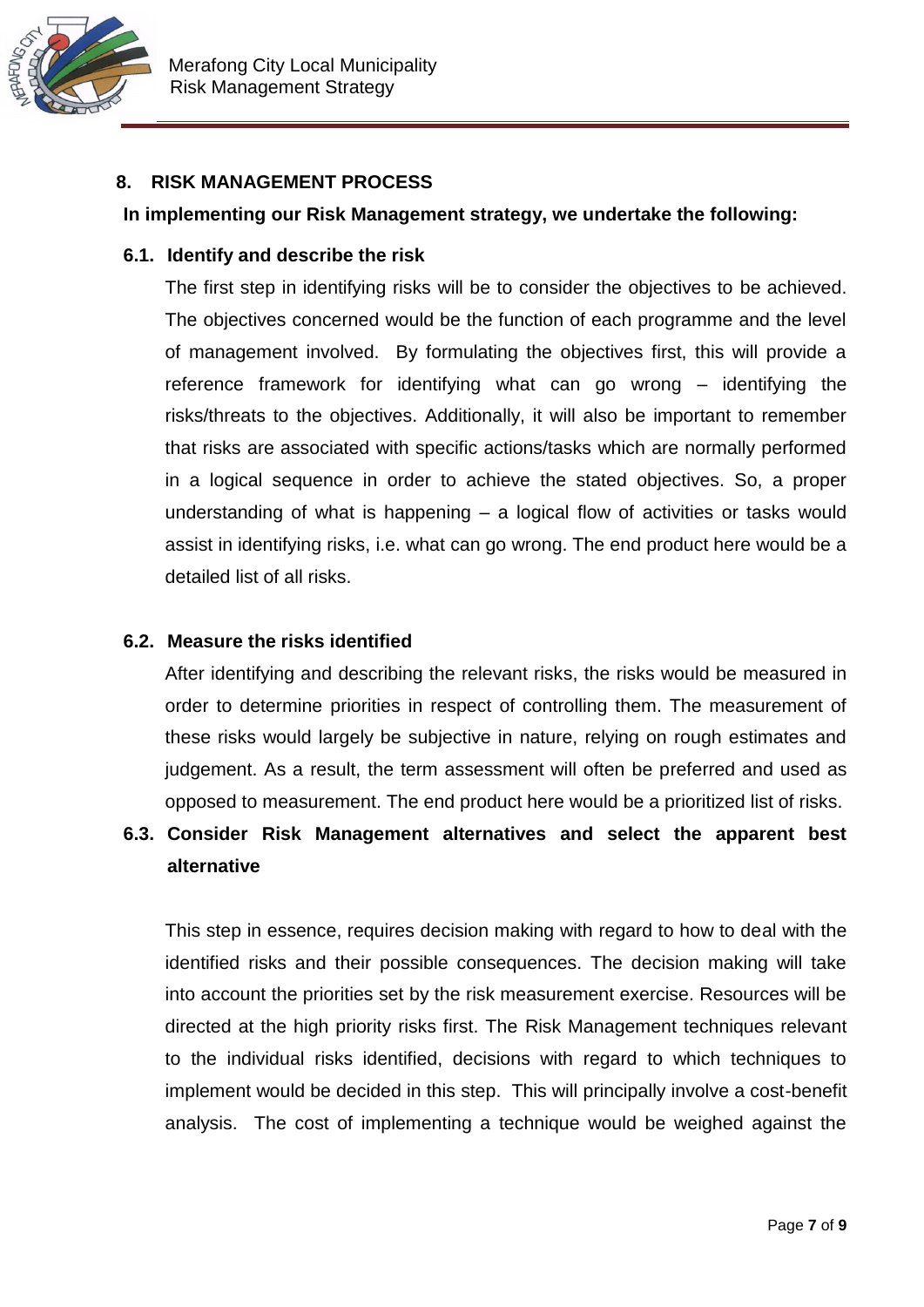## 8. RISK MANAGEMENT PROCESS

**In implementing our Risk Management strategy, we undertake the following:**

### 6.1. Identify and describe the risk

The first step in identifying risks will be to consider the objectives to be achieved. The objectives concerned would be the function of each programme and the level of management involved. By formulating the objectives first, this will provide a reference framework for identifying what can go wrong – identifying the risks/threats to the objectives. Additionally, it will also be important to remember that risks are associated with specific actions/tasks which are normally performed in a logical sequence in order to achieve the stated objectives. So, a proper understanding of what is happening – a logical flow of activities or tasks would assist in identifying risks, i.e. what can go wrong. The end product here would be a detailed list of all risks.

### 6.2. Measure the risks identified

After identifying and describing the relevant risks, the risks would be measured in order to determine priorities in respect of controlling them. The measurement of these risks would largely be subjective in nature, relying on rough estimates and judgement. As a result, the term assessment will often be preferred and used as opposed to measurement. The end product here would be a prioritized list of risks.

### 6.3. Consider Risk Management alternatives and select the apparent best alternative

This step in essence, requires decision making with regard to how to deal with the identified risks and their possible consequences. The decision making will take into account the priorities set by the risk measurement exercise. Resources will be directed at the high priority risks first. The Risk Management techniques relevant to the individual risks identified, decisions with regard to which techniques to implement would be decided in this step. This will principally involve a cost-benefit analysis. The cost of implementing a technique would be weighed against the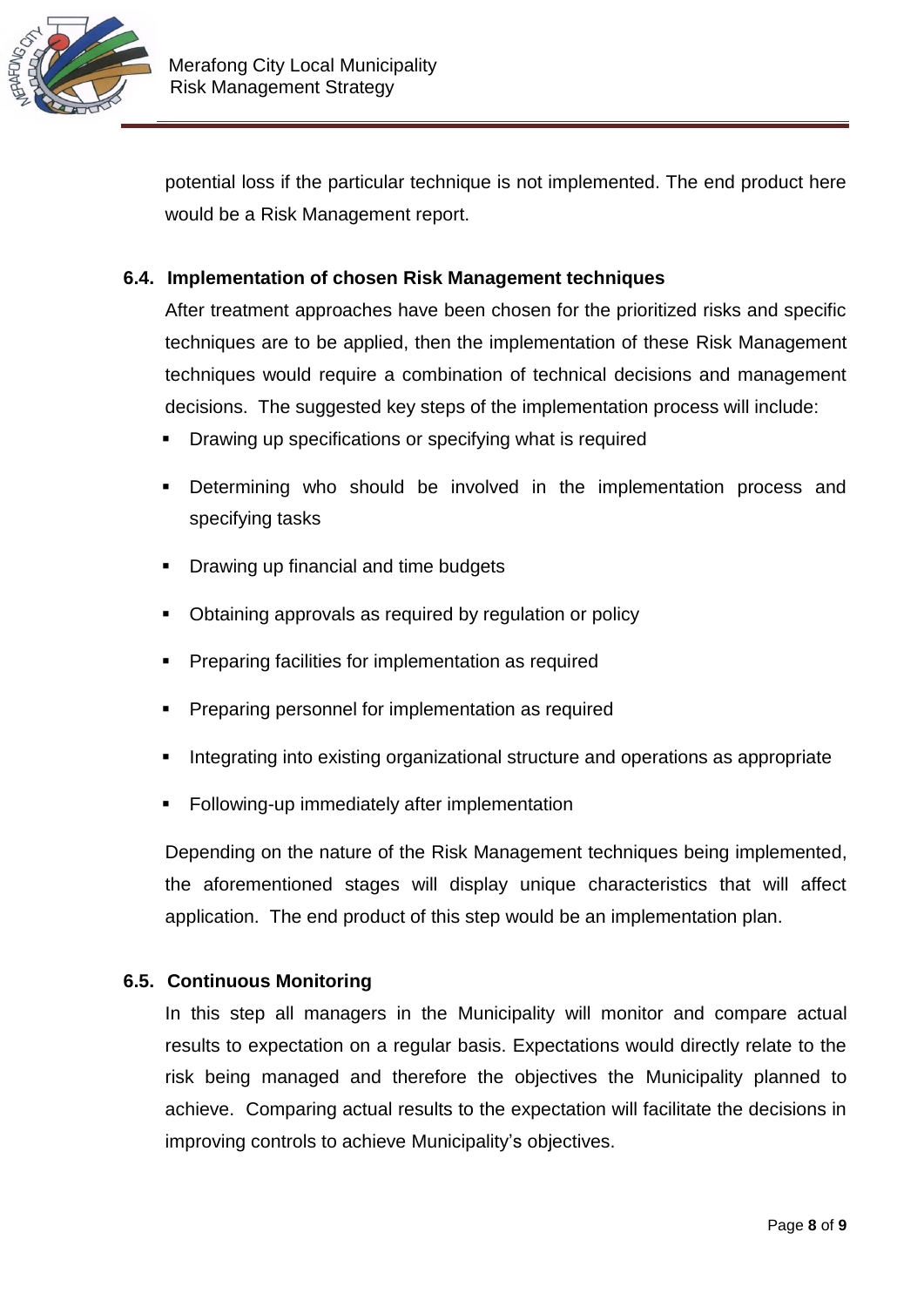potential loss if the particular technique is not implemented. The end product here would be a Risk Management report.

### 6.4. Implementation of chosen Risk Management techniques

After treatment approaches have been chosen for the prioritized risks and specific techniques are to be applied, then the implementation of these Risk Management techniques would require a combination of technical decisions and management decisions. The suggested key steps of the implementation process will include:

- Drawing up specifications or specifying what is required
- Determining who should be involved in the implementation process and specifying tasks
- Drawing up financial and time budgets
- Obtaining approvals as required by regulation or policy
- Preparing facilities for implementation as required
- Preparing personnel for implementation as required
- Integrating into existing organizational structure and operations as appropriate
- Following-up immediately after implementation

Depending on the nature of the Risk Management techniques being implemented, the aforementioned stages will display unique characteristics that will affect application. The end product of this step would be an implementation plan.

### 6.5. Continuous Monitoring

In this step all managers in the Municipality will monitor and compare actual results to expectation on a regular basis. Expectations would directly relate to the risk being managed and therefore the objectives the Municipality planned to achieve. Comparing actual results to the expectation will facilitate the decisions in improving controls to achieve Municipality's objectives.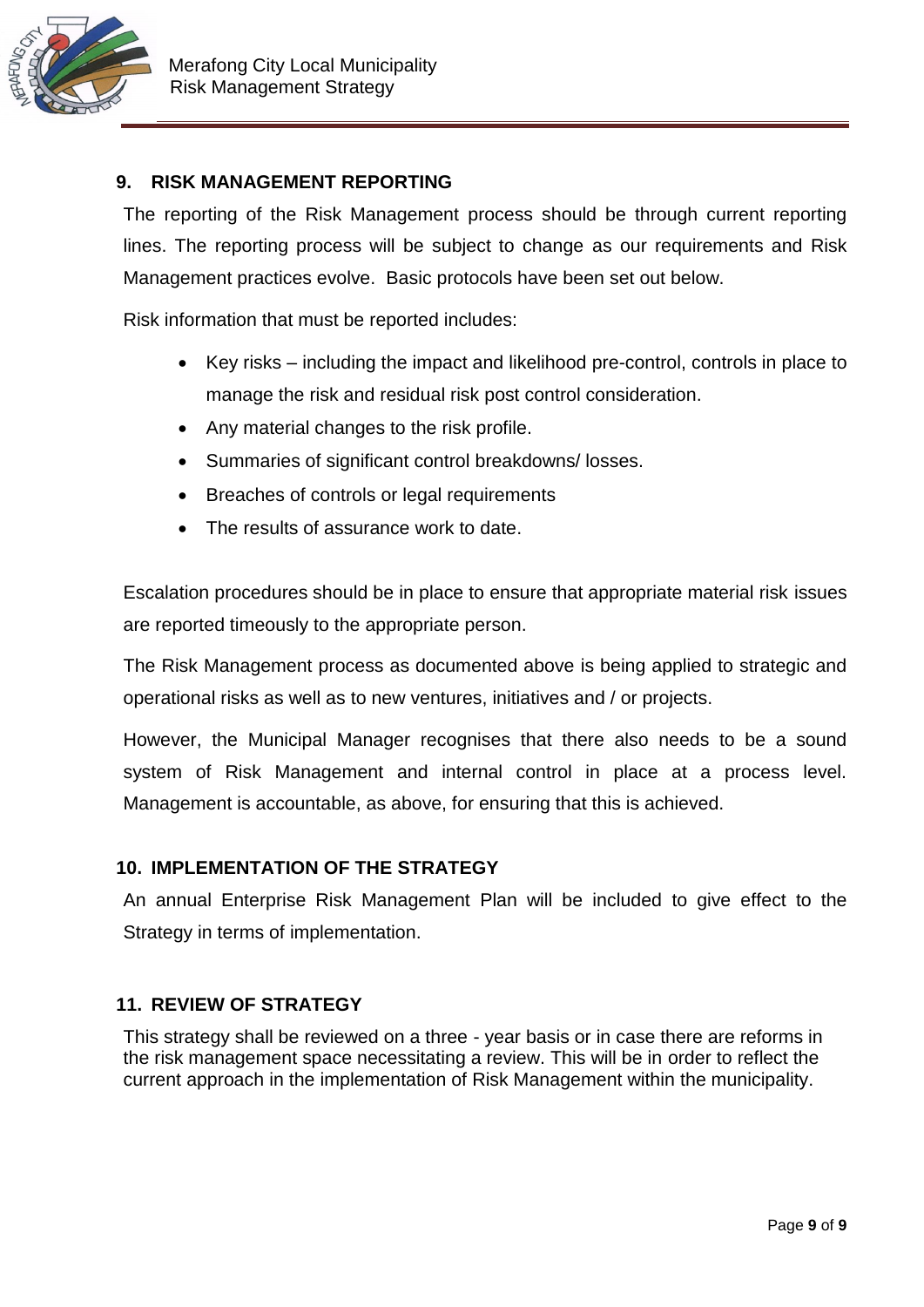## 9. RISK MANAGEMENT REPORTING

The reporting of the Risk Management process should be through current reporting lines. The reporting process will be subject to change as our requirements and Risk Management practices evolve. Basic protocols have been set out below.

Risk information that must be reported includes:

- Key risks – including the impact and likelihood pre-control, controls in place to manage the risk and residual risk post control consideration.
- Any material changes to the risk profile.
- Summaries of significant control breakdowns/ losses.
- Breaches of controls or legal requirements
- The results of assurance work to date.

Escalation procedures should be in place to ensure that appropriate material risk issues are reported timeously to the appropriate person.

The Risk Management process as documented above is being applied to strategic and operational risks as well as to new ventures, initiatives and / or projects.

However, the Municipal Manager recognises that there also needs to be a sound system of Risk Management and internal control in place at a process level. Management is accountable, as above, for ensuring that this is achieved.

## 10. IMPLEMENTATION OF THE STRATEGY

An annual Enterprise Risk Management Plan will be included to give effect to the Strategy in terms of implementation.

## 11. REVIEW OF STRATEGY

This strategy shall be reviewed on a three - year basis or in case there are reforms in the risk management space necessitating a review. This will be in order to reflect the current approach in the implementation of Risk Management within the municipality.